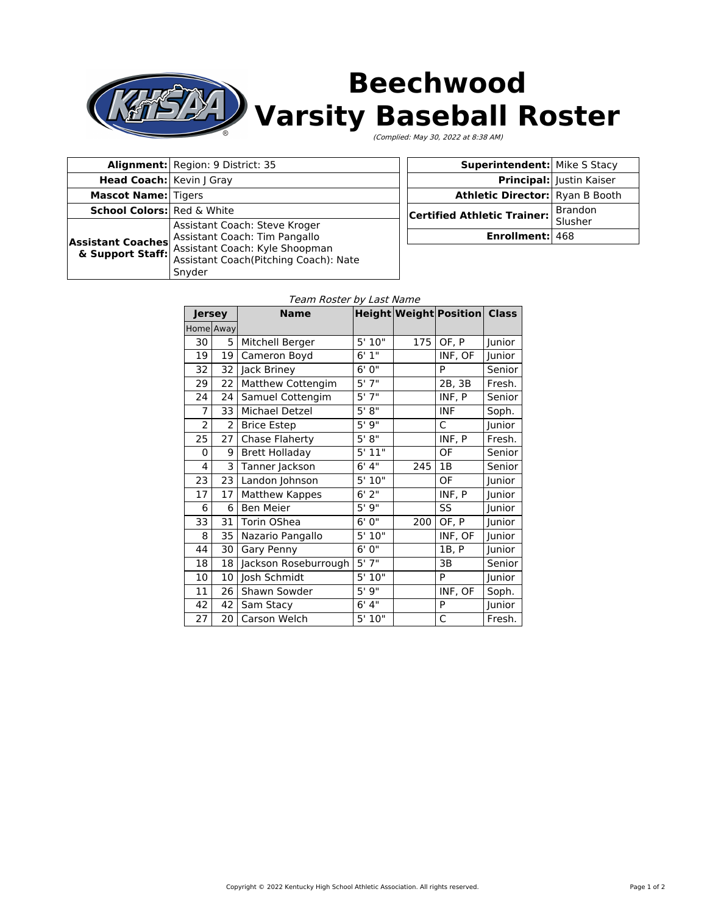# Beechwood Varsity Baseball Roster

*(Complied: May 30, 2022 at 8:38 AM)*

| | |
|---|---|
| **Alignment:** | Region: 9 District: 35 |
| **Head Coach:** | Kevin J Gray |
| **Mascot Name:** | Tigers |
| **School Colors:** | Red & White |
| **Assistant Coaches & Support Staff:** | Assistant Coach: Steve Kroger<br>Assistant Coach: Tim Pangallo<br>Assistant Coach: Kyle Shoopman<br>Assistant Coach(Pitching Coach): Nate Snyder |

| | |
|---|---|
| **Superintendent:** | Mike S Stacy |
| **Principal:** | Justin Kaiser |
| **Athletic Director:** | Ryan B Booth |
| **Certified Athletic Trainer:** | Brandon Slusher |
| **Enrollment:** | 468 |

*Team Roster by Last Name*

| Jersey | | Name | Height | Weight | Position | Class |
|---|---|---|---|---|---|---|
| Home | Away | | | | | |
| 30 | 5 | Mitchell Berger | 5' 10" | 175 | OF, P | Junior |
| 19 | 19 | Cameron Boyd | 6' 1" | | INF, OF | Junior |
| 32 | 32 | Jack Briney | 6' 0" | | P | Senior |
| 29 | 22 | Matthew Cottengim | 5' 7" | | 2B, 3B | Fresh. |
| 24 | 24 | Samuel Cottengim | 5' 7" | | INF, P | Senior |
| 7 | 33 | Michael Detzel | 5' 8" | | INF | Soph. |
| 2 | 2 | Brice Estep | 5' 9" | | C | Junior |
| 25 | 27 | Chase Flaherty | 5' 8" | | INF, P | Fresh. |
| 0 | 9 | Brett Holladay | 5' 11" | | OF | Senior |
| 4 | 3 | Tanner Jackson | 6' 4" | 245 | 1B | Senior |
| 23 | 23 | Landon Johnson | 5' 10" | | OF | Junior |
| 17 | 17 | Matthew Kappes | 6' 2" | | INF, P | Junior |
| 6 | 6 | Ben Meier | 5' 9" | | SS | Junior |
| 33 | 31 | Torin OShea | 6' 0" | 200 | OF, P | Junior |
| 8 | 35 | Nazario Pangallo | 5' 10" | | INF, OF | Junior |
| 44 | 30 | Gary Penny | 6' 0" | | 1B, P | Junior |
| 18 | 18 | Jackson Roseburrough | 5' 7" | | 3B | Senior |
| 10 | 10 | Josh Schmidt | 5' 10" | | P | Junior |
| 11 | 26 | Shawn Sowder | 5' 9" | | INF, OF | Soph. |
| 42 | 42 | Sam Stacy | 6' 4" | | P | Junior |
| 27 | 20 | Carson Welch | 5' 10" | | C | Fresh. |

Copyright © 2022 Kentucky High School Athletic Association. All rights reserved.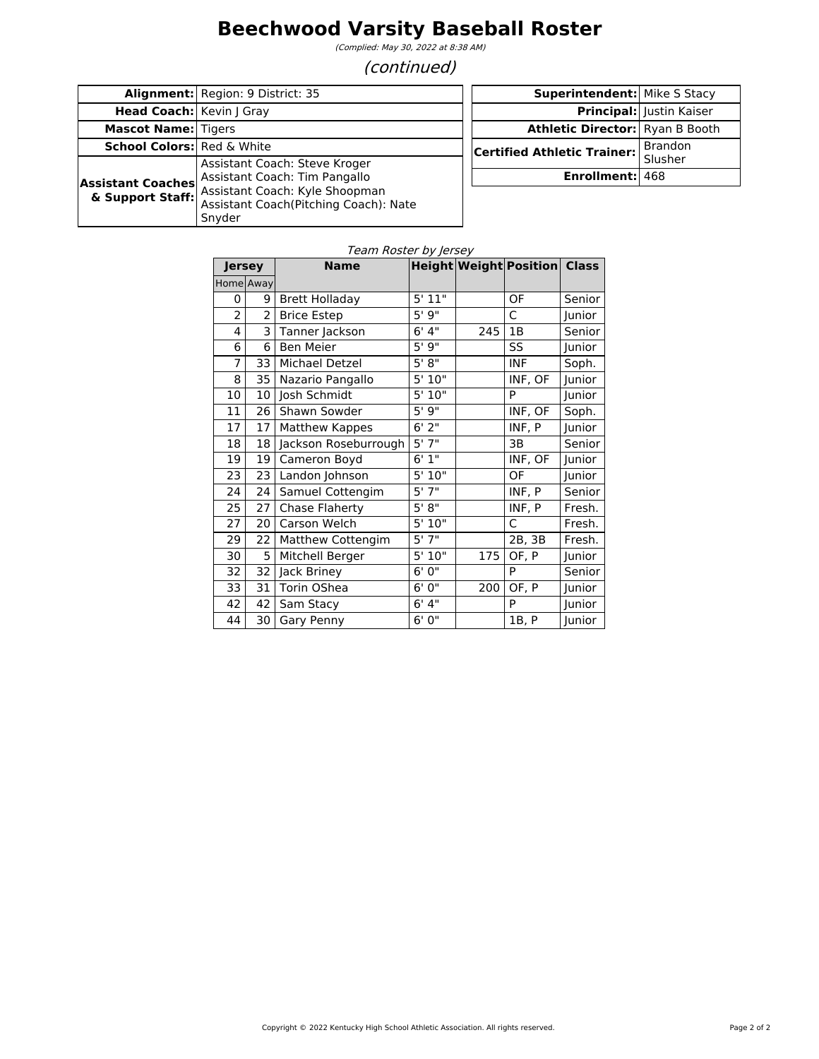# Beechwood Varsity Baseball Roster

*(Complied: May 30, 2022 at 8:38 AM)*

*(continued)*

| | |
|---|---|
| **Alignment:** | Region: 9 District: 35 |
| **Head Coach:** | Kevin J Gray |
| **Mascot Name:** | Tigers |
| **School Colors:** | Red & White |
| **Assistant Coaches & Support Staff:** | Assistant Coach: Steve Kroger<br>Assistant Coach: Tim Pangallo<br>Assistant Coach: Kyle Shoopman<br>Assistant Coach(Pitching Coach): Nate Snyder |

| | |
|---|---|
| **Superintendent:** | Mike S Stacy |
| **Principal:** | Justin Kaiser |
| **Athletic Director:** | Ryan B Booth |
| **Certified Athletic Trainer:** | Brandon Slusher |
| **Enrollment:** | 468 |

*Team Roster by Jersey*

| Jersey | | Name | Height | Weight | Position | Class |
|---|---|---|---|---|---|---|
| Home | Away | | | | | |
| 0 | 9 | Brett Holladay | 5' 11" | | OF | Senior |
| 2 | 2 | Brice Estep | 5' 9" | | C | Junior |
| 4 | 3 | Tanner Jackson | 6' 4" | 245 | 1B | Senior |
| 6 | 6 | Ben Meier | 5' 9" | | SS | Junior |
| 7 | 33 | Michael Detzel | 5' 8" | | INF | Soph. |
| 8 | 35 | Nazario Pangallo | 5' 10" | | INF, OF | Junior |
| 10 | 10 | Josh Schmidt | 5' 10" | | P | Junior |
| 11 | 26 | Shawn Sowder | 5' 9" | | INF, OF | Soph. |
| 17 | 17 | Matthew Kappes | 6' 2" | | INF, P | Junior |
| 18 | 18 | Jackson Roseburrough | 5' 7" | | 3B | Senior |
| 19 | 19 | Cameron Boyd | 6' 1" | | INF, OF | Junior |
| 23 | 23 | Landon Johnson | 5' 10" | | OF | Junior |
| 24 | 24 | Samuel Cottengim | 5' 7" | | INF, P | Senior |
| 25 | 27 | Chase Flaherty | 5' 8" | | INF, P | Fresh. |
| 27 | 20 | Carson Welch | 5' 10" | | C | Fresh. |
| 29 | 22 | Matthew Cottengim | 5' 7" | | 2B, 3B | Fresh. |
| 30 | 5 | Mitchell Berger | 5' 10" | 175 | OF, P | Junior |
| 32 | 32 | Jack Briney | 6' 0" | | P | Senior |
| 33 | 31 | Torin OShea | 6' 0" | 200 | OF, P | Junior |
| 42 | 42 | Sam Stacy | 6' 4" | | P | Junior |
| 44 | 30 | Gary Penny | 6' 0" | | 1B, P | Junior |

Copyright © 2022 Kentucky High School Athletic Association. All rights reserved.